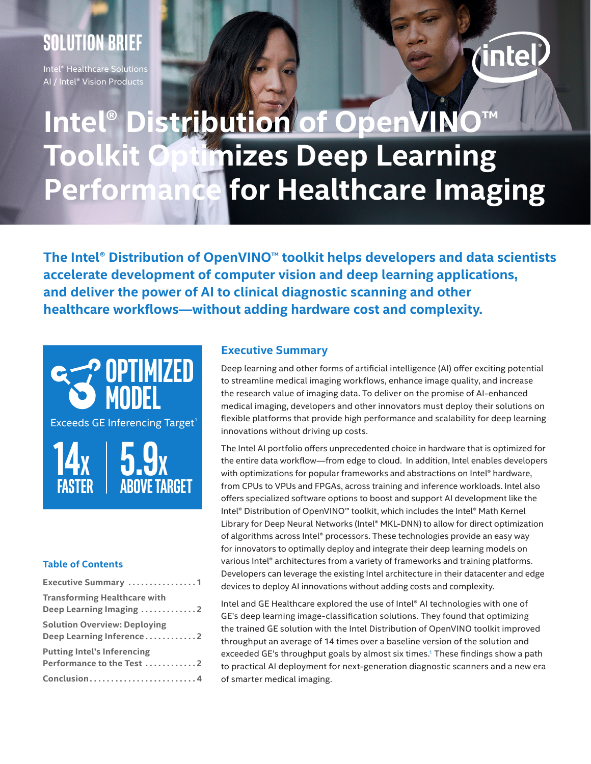SOLUTION BRIEF

Intel® Healthcare Solutions
AI / Intel® Vision Products

# Intel® Distribution of OpenVINO™ Toolkit Optimizes Deep Learning Performance for Healthcare Imaging

**The Intel® Distribution of OpenVINO™ toolkit helps developers and data scientists accelerate development of computer vision and deep learning applications, and deliver the power of AI to clinical diagnostic scanning and other healthcare workflows—without adding hardware cost and complexity.**

**OPTIMIZED MODEL**

Exceeds GE Inferencing Target[1]

**14x FASTER** | **5.9x ABOVE TARGET**

### Table of Contents

- Executive Summary ....... 1
- Transforming Healthcare with Deep Learning Imaging ....... 2
- Solution Overview: Deploying Deep Learning Inference ....... 2
- Putting Intel's Inferencing Performance to the Test ....... 2
- Conclusion ....... 4

## Executive Summary

Deep learning and other forms of artificial intelligence (AI) offer exciting potential to streamline medical imaging workflows, enhance image quality, and increase the research value of imaging data. To deliver on the promise of AI-enhanced medical imaging, developers and other innovators must deploy their solutions on flexible platforms that provide high performance and scalability for deep learning innovations without driving up costs.

The Intel AI portfolio offers unprecedented choice in hardware that is optimized for the entire data workflow—from edge to cloud. In addition, Intel enables developers with optimizations for popular frameworks and abstractions on Intel® hardware, from CPUs to VPUs and FPGAs, across training and inference workloads. Intel also offers specialized software options to boost and support AI development like the Intel® Distribution of OpenVINO™ toolkit, which includes the Intel® Math Kernel Library for Deep Neural Networks (Intel® MKL-DNN) to allow for direct optimization of algorithms across Intel® processors. These technologies provide an easy way for innovators to optimally deploy and integrate their deep learning models on various Intel® architectures from a variety of frameworks and training platforms. Developers can leverage the existing Intel architecture in their datacenter and edge devices to deploy AI innovations without adding costs and complexity.

Intel and GE Healthcare explored the use of Intel® AI technologies with one of GE's deep learning image-classification solutions. They found that optimizing the trained GE solution with the Intel Distribution of OpenVINO toolkit improved throughput an average of 14 times over a baseline version of the solution and exceeded GE's throughput goals by almost six times.[1] These findings show a path to practical AI deployment for next-generation diagnostic scanners and a new era of smarter medical imaging.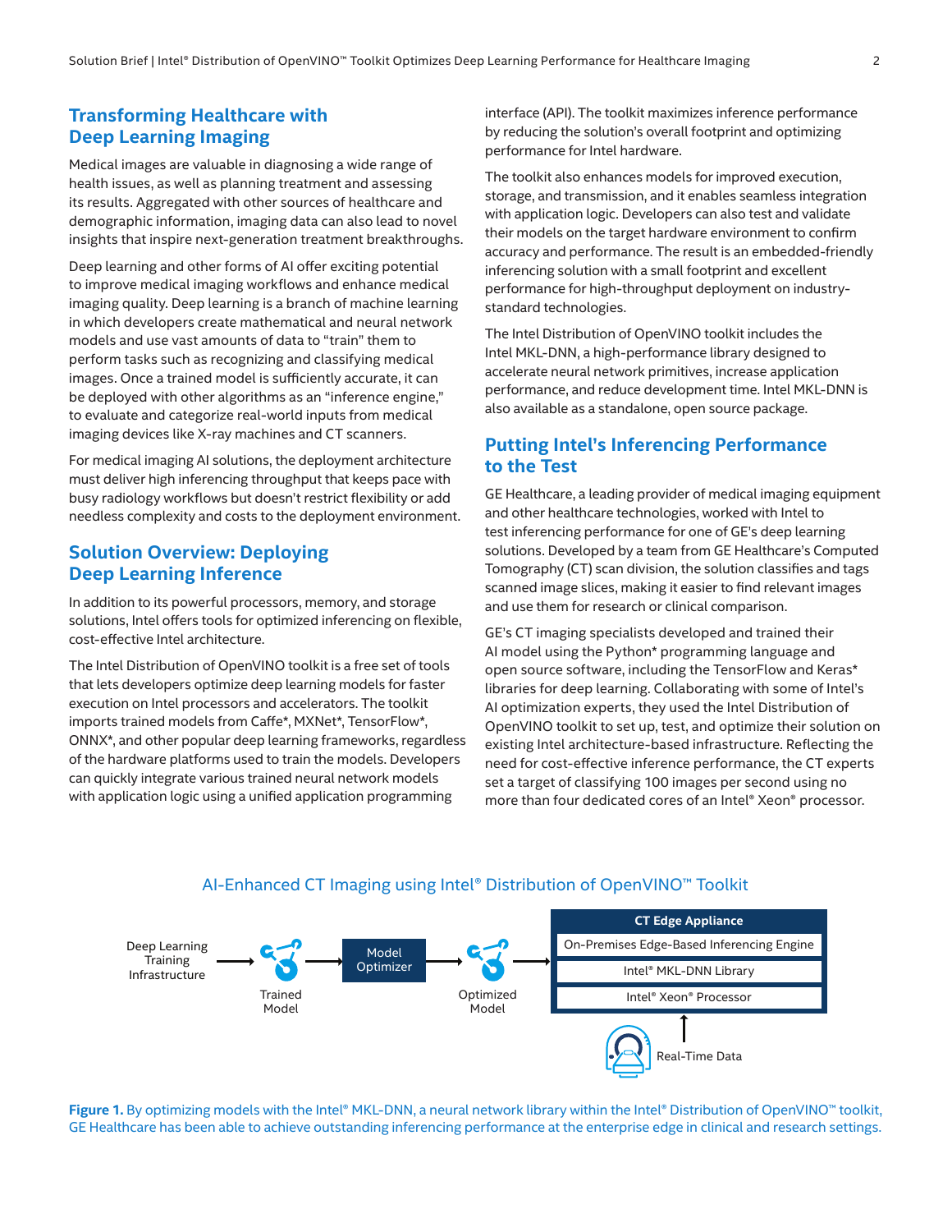## Transforming Healthcare with Deep Learning Imaging

Medical images are valuable in diagnosing a wide range of health issues, as well as planning treatment and assessing its results. Aggregated with other sources of healthcare and demographic information, imaging data can also lead to novel insights that inspire next-generation treatment breakthroughs.

Deep learning and other forms of AI offer exciting potential to improve medical imaging workflows and enhance medical imaging quality. Deep learning is a branch of machine learning in which developers create mathematical and neural network models and use vast amounts of data to "train" them to perform tasks such as recognizing and classifying medical images. Once a trained model is sufficiently accurate, it can be deployed with other algorithms as an "inference engine," to evaluate and categorize real-world inputs from medical imaging devices like X-ray machines and CT scanners.

For medical imaging AI solutions, the deployment architecture must deliver high inferencing throughput that keeps pace with busy radiology workflows but doesn't restrict flexibility or add needless complexity and costs to the deployment environment.

## Solution Overview: Deploying Deep Learning Inference

In addition to its powerful processors, memory, and storage solutions, Intel offers tools for optimized inferencing on flexible, cost-effective Intel architecture.

The Intel Distribution of OpenVINO toolkit is a free set of tools that lets developers optimize deep learning models for faster execution on Intel processors and accelerators. The toolkit imports trained models from Caffe*, MXNet*, TensorFlow*, ONNX*, and other popular deep learning frameworks, regardless of the hardware platforms used to train the models. Developers can quickly integrate various trained neural network models with application logic using a unified application programming interface (API). The toolkit maximizes inference performance by reducing the solution's overall footprint and optimizing performance for Intel hardware.

The toolkit also enhances models for improved execution, storage, and transmission, and it enables seamless integration with application logic. Developers can also test and validate their models on the target hardware environment to confirm accuracy and performance. The result is an embedded-friendly inferencing solution with a small footprint and excellent performance for high-throughput deployment on industry-standard technologies.

The Intel Distribution of OpenVINO toolkit includes the Intel MKL-DNN, a high-performance library designed to accelerate neural network primitives, increase application performance, and reduce development time. Intel MKL-DNN is also available as a standalone, open source package.

## Putting Intel's Inferencing Performance to the Test

GE Healthcare, a leading provider of medical imaging equipment and other healthcare technologies, worked with Intel to test inferencing performance for one of GE's deep learning solutions. Developed by a team from GE Healthcare's Computed Tomography (CT) scan division, the solution classifies and tags scanned image slices, making it easier to find relevant images and use them for research or clinical comparison.

GE's CT imaging specialists developed and trained their AI model using the Python* programming language and open source software, including the TensorFlow and Keras* libraries for deep learning. Collaborating with some of Intel's AI optimization experts, they used the Intel Distribution of OpenVINO toolkit to set up, test, and optimize their solution on existing Intel architecture-based infrastructure. Reflecting the need for cost-effective inference performance, the CT experts set a target of classifying 100 images per second using no more than four dedicated cores of an Intel® Xeon® processor.

### AI-Enhanced CT Imaging using Intel® Distribution of OpenVINO™ Toolkit

Deep Learning Training Infrastructure → Trained Model → Model Optimizer → Optimized Model → CT Edge Appliance (On-Premises Edge-Based Inferencing Engine; Intel® MKL-DNN Library; Intel® Xeon® Processor) ← Real-Time Data

**Figure 1.** By optimizing models with the Intel® MKL-DNN, a neural network library within the Intel® Distribution of OpenVINO™ toolkit, GE Healthcare has been able to achieve outstanding inferencing performance at the enterprise edge in clinical and research settings.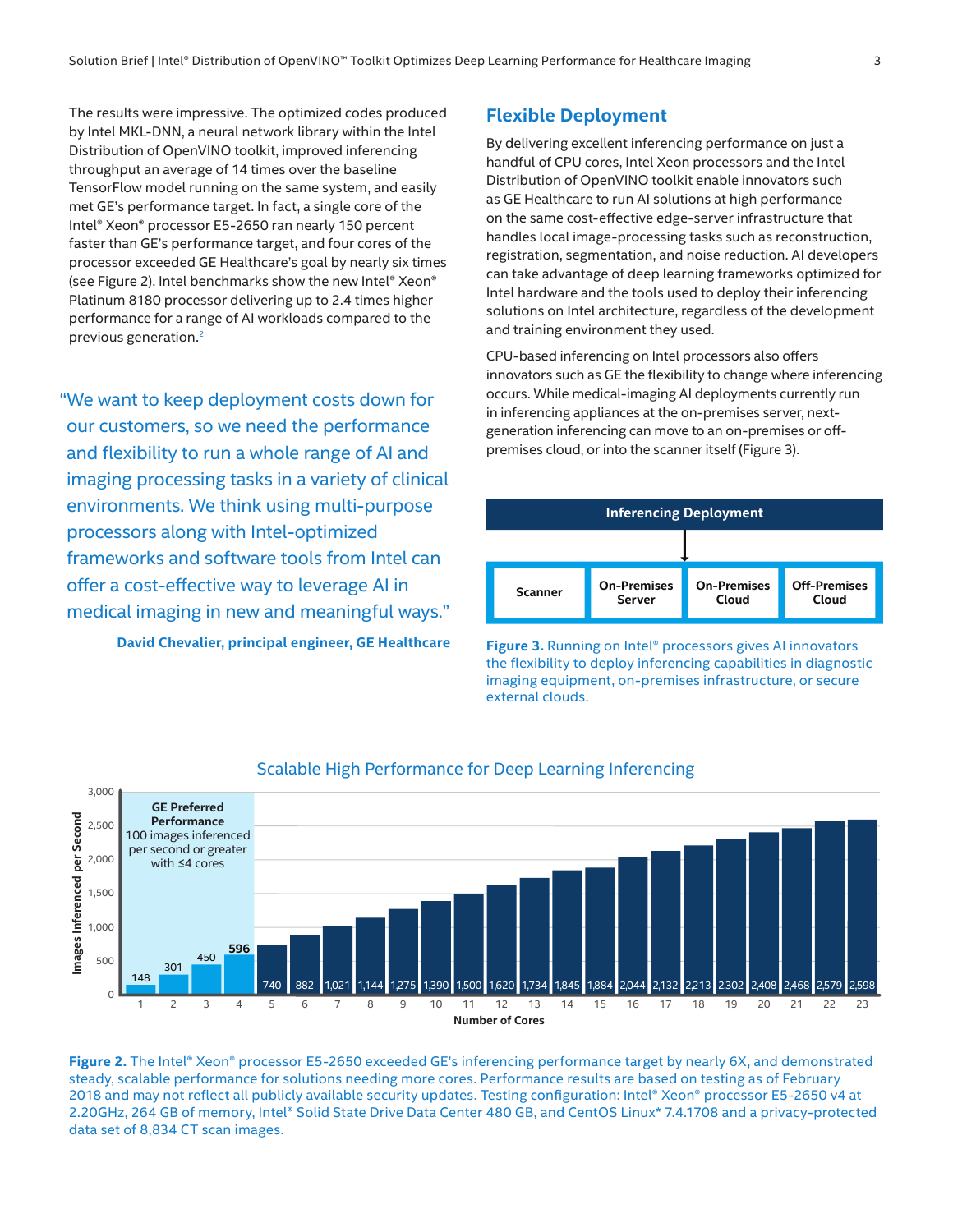The results were impressive. The optimized codes produced by Intel MKL-DNN, a neural network library within the Intel Distribution of OpenVINO toolkit, improved inferencing throughput an average of 14 times over the baseline TensorFlow model running on the same system, and easily met GE's performance target. In fact, a single core of the Intel® Xeon® processor E5-2650 ran nearly 150 percent faster than GE's performance target, and four cores of the processor exceeded GE Healthcare's goal by nearly six times (see Figure 2). Intel benchmarks show the new Intel® Xeon® Platinum 8180 processor delivering up to 2.4 times higher performance for a range of AI workloads compared to the previous generation.[2]

> "We want to keep deployment costs down for our customers, so we need the performance and flexibility to run a whole range of AI and imaging processing tasks in a variety of clinical environments. We think using multi-purpose processors along with Intel-optimized frameworks and software tools from Intel can offer a cost-effective way to leverage AI in medical imaging in new and meaningful ways."
>
> **David Chevalier, principal engineer, GE Healthcare**

## Flexible Deployment

By delivering excellent inferencing performance on just a handful of CPU cores, Intel Xeon processors and the Intel Distribution of OpenVINO toolkit enable innovators such as GE Healthcare to run AI solutions at high performance on the same cost-effective edge-server infrastructure that handles local image-processing tasks such as reconstruction, registration, segmentation, and noise reduction. AI developers can take advantage of deep learning frameworks optimized for Intel hardware and the tools used to deploy their inferencing solutions on Intel architecture, regardless of the development and training environment they used.

CPU-based inferencing on Intel processors also offers innovators such as GE the flexibility to change where inferencing occurs. While medical-imaging AI deployments currently run in inferencing appliances at the on-premises server, next-generation inferencing can move to an on-premises or off-premises cloud, or into the scanner itself (Figure 3).

| Inferencing Deployment | | | |
|---|---|---|---|
| Scanner | On-Premises Server | On-Premises Cloud | Off-Premises Cloud |

**Figure 3.** Running on Intel® processors gives AI innovators the flexibility to deploy inferencing capabilities in diagnostic imaging equipment, on-premises infrastructure, or secure external clouds.

**Scalable High Performance for Deep Learning Inferencing**

GE Preferred Performance: 100 images inferenced per second or greater with ≤4 cores

| Number of Cores | Images Inferenced per Second |
|---|---|
| 1 | 148 |
| 2 | 301 |
| 3 | 450 |
| 4 | 596 |
| 5 | 740 |
| 6 | 882 |
| 7 | 1,021 |
| 8 | 1,144 |
| 9 | 1,275 |
| 10 | 1,390 |
| 11 | 1,500 |
| 12 | 1,620 |
| 13 | 1,734 |
| 14 | 1,845 |
| 15 | 1,884 |
| 16 | 2,044 |
| 17 | 2,132 |
| 18 | 2,213 |
| 19 | 2,302 |
| 20 | 2,408 |
| 21 | 2,468 |
| 22 | 2,579 |
| 23 | 2,598 |

**Figure 2.** The Intel® Xeon® processor E5-2650 exceeded GE's inferencing performance target by nearly 6X, and demonstrated steady, scalable performance for solutions needing more cores. Performance results are based on testing as of February 2018 and may not reflect all publicly available security updates. Testing configuration: Intel® Xeon® processor E5-2650 v4 at 2.20GHz, 264 GB of memory, Intel® Solid State Drive Data Center 480 GB, and CentOS Linux* 7.4.1708 and a privacy-protected data set of 8,834 CT scan images.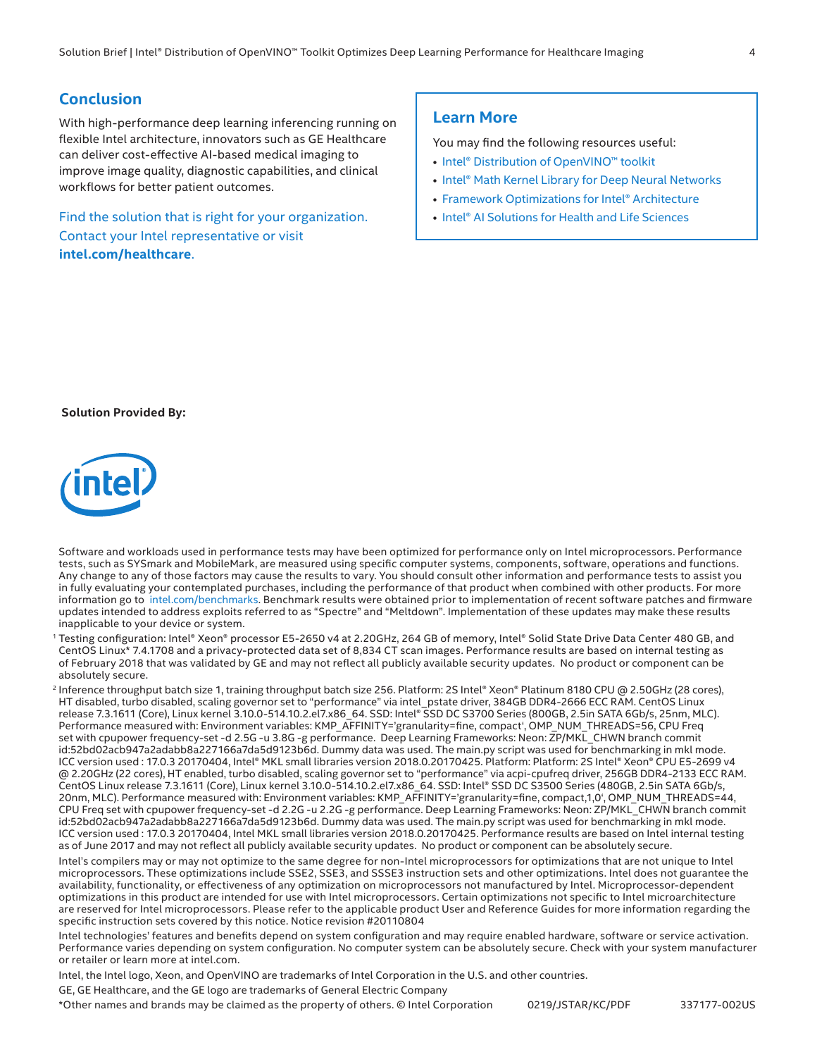## Conclusion

With high-performance deep learning inferencing running on flexible Intel architecture, innovators such as GE Healthcare can deliver cost-effective AI-based medical imaging to improve image quality, diagnostic capabilities, and clinical workflows for better patient outcomes.

Find the solution that is right for your organization. Contact your Intel representative or visit **intel.com/healthcare**.

## Learn More

You may find the following resources useful:

- Intel® Distribution of OpenVINO™ toolkit
- Intel® Math Kernel Library for Deep Neural Networks
- Framework Optimizations for Intel® Architecture
- Intel® AI Solutions for Health and Life Sciences

**Solution Provided By:**

intel

Software and workloads used in performance tests may have been optimized for performance only on Intel microprocessors. Performance tests, such as SYSmark and MobileMark, are measured using specific computer systems, components, software, operations and functions. Any change to any of those factors may cause the results to vary. You should consult other information and performance tests to assist you in fully evaluating your contemplated purchases, including the performance of that product when combined with other products. For more information go to intel.com/benchmarks. Benchmark results were obtained prior to implementation of recent software patches and firmware updates intended to address exploits referred to as "Spectre" and "Meltdown". Implementation of these updates may make these results inapplicable to your device or system.

[1] Testing configuration: Intel® Xeon® processor E5-2650 v4 at 2.20GHz, 264 GB of memory, Intel® Solid State Drive Data Center 480 GB, and CentOS Linux* 7.4.1708 and a privacy-protected data set of 8,834 CT scan images. Performance results are based on internal testing as of February 2018 that was validated by GE and may not reflect all publicly available security updates. No product or component can be absolutely secure.

[2] Inference throughput batch size 1, training throughput batch size 256. Platform: 2S Intel® Xeon® Platinum 8180 CPU @ 2.50GHz (28 cores), HT disabled, turbo disabled, scaling governor set to "performance" via intel_pstate driver, 384GB DDR4-2666 ECC RAM. CentOS Linux release 7.3.1611 (Core), Linux kernel 3.10.0-514.10.2.el7.x86_64. SSD: Intel® SSD DC S3700 Series (800GB, 2.5in SATA 6Gb/s, 25nm, MLC). Performance measured with: Environment variables: KMP_AFFINITY='granularity=fine, compact', OMP_NUM_THREADS=56, CPU Freq set with cpupower frequency-set -d 2.5G -u 3.8G -g performance. Deep Learning Frameworks: Neon: ZP/MKL_CHWN branch commit id:52bd02acb947a2adabb8a227166a7da5d9123b6d. Dummy data was used. The main.py script was used for benchmarking in mkl mode. ICC version used : 17.0.3 20170404, Intel® MKL small libraries version 2018.0.20170425. Platform: Platform: 2S Intel® Xeon® CPU E5-2699 v4 @ 2.20GHz (22 cores), HT enabled, turbo disabled, scaling governor set to "performance" via acpi-cpufreq driver, 256GB DDR4-2133 ECC RAM. CentOS Linux release 7.3.1611 (Core), Linux kernel 3.10.0-514.10.2.el7.x86_64. SSD: Intel® SSD DC S3500 Series (480GB, 2.5in SATA 6Gb/s, 20nm, MLC). Performance measured with: Environment variables: KMP_AFFINITY='granularity=fine, compact,1,0', OMP_NUM_THREADS=44, CPU Freq set with cpupower frequency-set -d 2.2G -u 2.2G -g performance. Deep Learning Frameworks: Neon: ZP/MKL_CHWN branch commit id:52bd02acb947a2adabb8a227166a7da5d9123b6d. Dummy data was used. The main.py script was used for benchmarking in mkl mode. ICC version used : 17.0.3 20170404, Intel MKL small libraries version 2018.0.20170425. Performance results are based on Intel internal testing as of June 2017 and may not reflect all publicly available security updates. No product or component can be absolutely secure.

Intel's compilers may or may not optimize to the same degree for non-Intel microprocessors for optimizations that are not unique to Intel microprocessors. These optimizations include SSE2, SSE3, and SSSE3 instruction sets and other optimizations. Intel does not guarantee the availability, functionality, or effectiveness of any optimization on microprocessors not manufactured by Intel. Microprocessor-dependent optimizations in this product are intended for use with Intel microprocessors. Certain optimizations not specific to Intel microarchitecture are reserved for Intel microprocessors. Please refer to the applicable product User and Reference Guides for more information regarding the specific instruction sets covered by this notice. Notice revision #20110804

Intel technologies' features and benefits depend on system configuration and may require enabled hardware, software or service activation. Performance varies depending on system configuration. No computer system can be absolutely secure. Check with your system manufacturer or retailer or learn more at intel.com.

Intel, the Intel logo, Xeon, and OpenVINO are trademarks of Intel Corporation in the U.S. and other countries.

GE, GE Healthcare, and the GE logo are trademarks of General Electric Company

*Other names and brands may be claimed as the property of others. © Intel Corporation 0219/JSTAR/KC/PDF 337177-002US